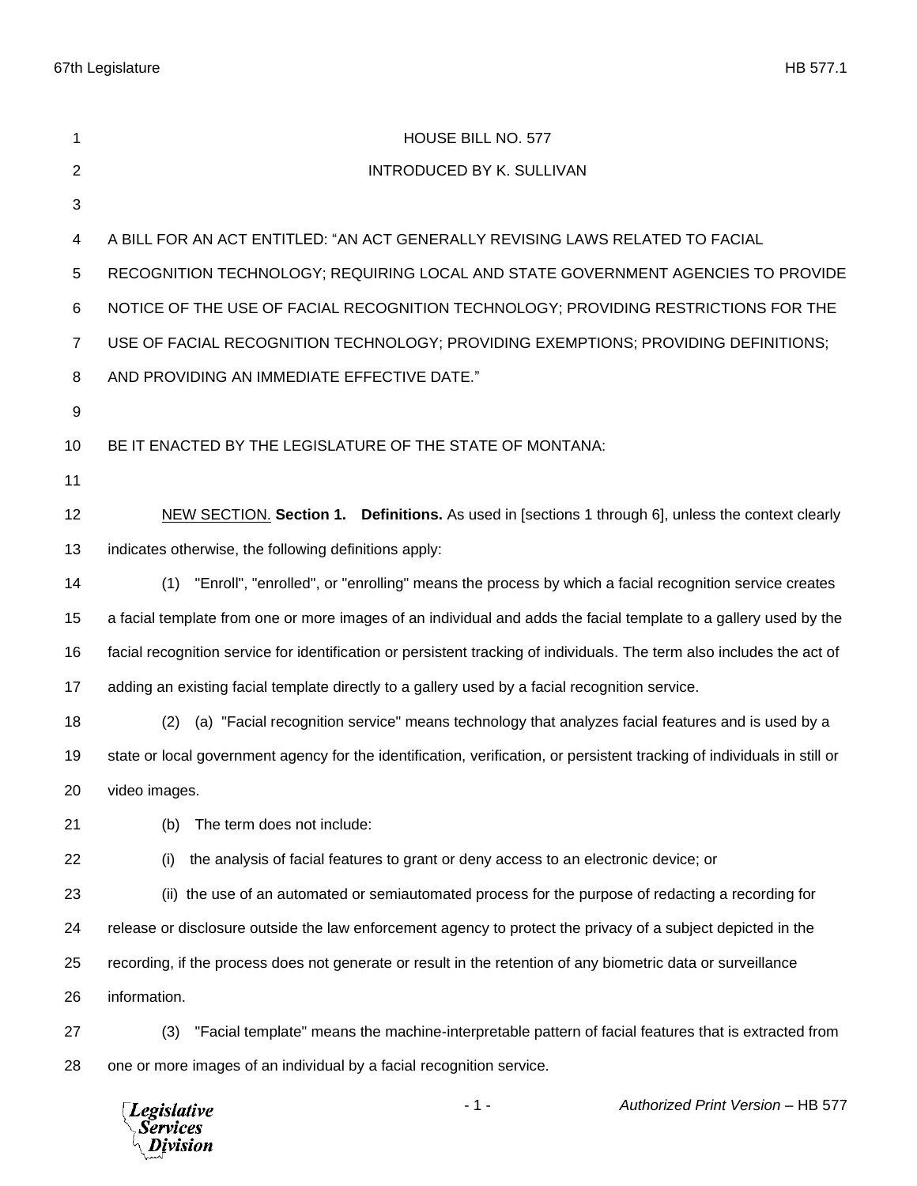HOUSE BILL NO. 577

INTRODUCED BY K. SULLIVAN

A BILL FOR AN ACT ENTITLED: "AN ACT GENERALLY REVISING LAWS RELATED TO FACIAL RECOGNITION TECHNOLOGY; REQUIRING LOCAL AND STATE GOVERNMENT AGENCIES TO PROVIDE NOTICE OF THE USE OF FACIAL RECOGNITION TECHNOLOGY; PROVIDING RESTRICTIONS FOR THE USE OF FACIAL RECOGNITION TECHNOLOGY; PROVIDING EXEMPTIONS; PROVIDING DEFINITIONS; AND PROVIDING AN IMMEDIATE EFFECTIVE DATE."

BE IT ENACTED BY THE LEGISLATURE OF THE STATE OF MONTANA:

NEW SECTION. **Section 1. Definitions.** As used in [sections 1 through 6], unless the context clearly indicates otherwise, the following definitions apply:

(1) "Enroll", "enrolled", or "enrolling" means the process by which a facial recognition service creates a facial template from one or more images of an individual and adds the facial template to a gallery used by the facial recognition service for identification or persistent tracking of individuals. The term also includes the act of adding an existing facial template directly to a gallery used by a facial recognition service.

(2) (a) "Facial recognition service" means technology that analyzes facial features and is used by a state or local government agency for the identification, verification, or persistent tracking of individuals in still or video images.

(b) The term does not include:

(i) the analysis of facial features to grant or deny access to an electronic device; or

(ii) the use of an automated or semiautomated process for the purpose of redacting a recording for release or disclosure outside the law enforcement agency to protect the privacy of a subject depicted in the recording, if the process does not generate or result in the retention of any biometric data or surveillance information.

(3) "Facial template" means the machine-interpretable pattern of facial features that is extracted from one or more images of an individual by a facial recognition service.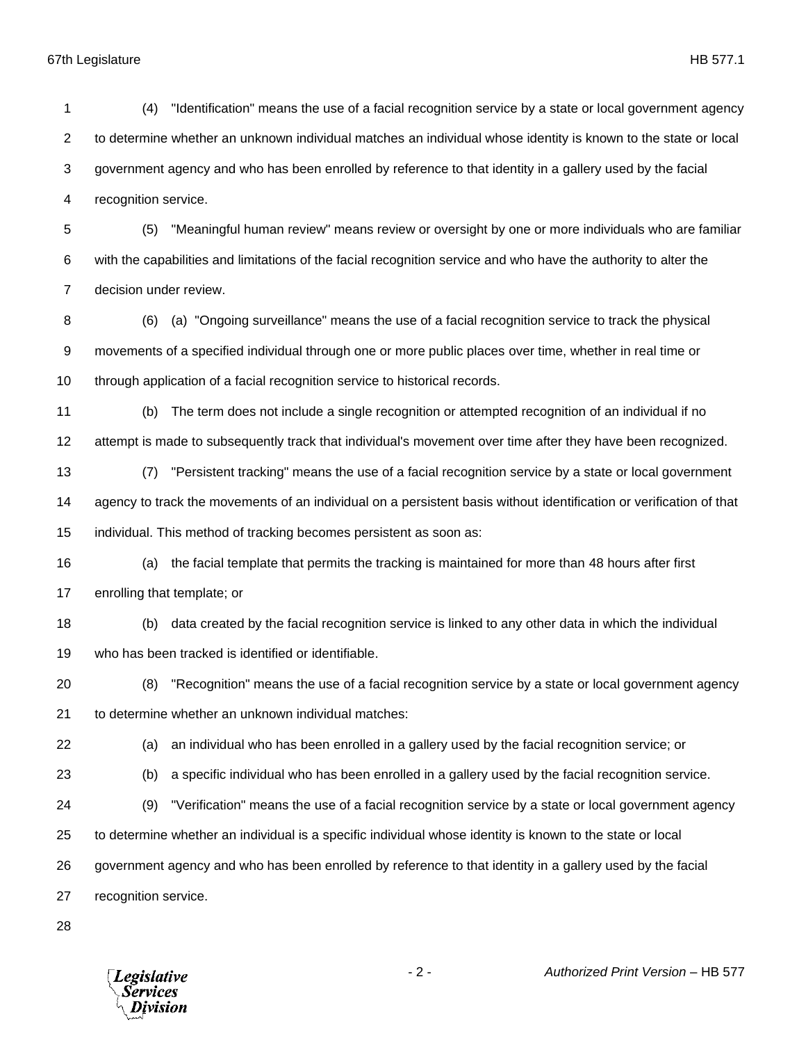(4) "Identification" means the use of a facial recognition service by a state or local government agency to determine whether an unknown individual matches an individual whose identity is known to the state or local government agency and who has been enrolled by reference to that identity in a gallery used by the facial recognition service.

(5) "Meaningful human review" means review or oversight by one or more individuals who are familiar with the capabilities and limitations of the facial recognition service and who have the authority to alter the decision under review.

(6) (a) "Ongoing surveillance" means the use of a facial recognition service to track the physical movements of a specified individual through one or more public places over time, whether in real time or through application of a facial recognition service to historical records.

(b) The term does not include a single recognition or attempted recognition of an individual if no attempt is made to subsequently track that individual's movement over time after they have been recognized.

(7) "Persistent tracking" means the use of a facial recognition service by a state or local government agency to track the movements of an individual on a persistent basis without identification or verification of that individual. This method of tracking becomes persistent as soon as:

(a) the facial template that permits the tracking is maintained for more than 48 hours after first enrolling that template; or

(b) data created by the facial recognition service is linked to any other data in which the individual who has been tracked is identified or identifiable.

(8) "Recognition" means the use of a facial recognition service by a state or local government agency to determine whether an unknown individual matches:

(a) an individual who has been enrolled in a gallery used by the facial recognition service; or

(b) a specific individual who has been enrolled in a gallery used by the facial recognition service.

(9) "Verification" means the use of a facial recognition service by a state or local government agency to determine whether an individual is a specific individual whose identity is known to the state or local government agency and who has been enrolled by reference to that identity in a gallery used by the facial recognition service.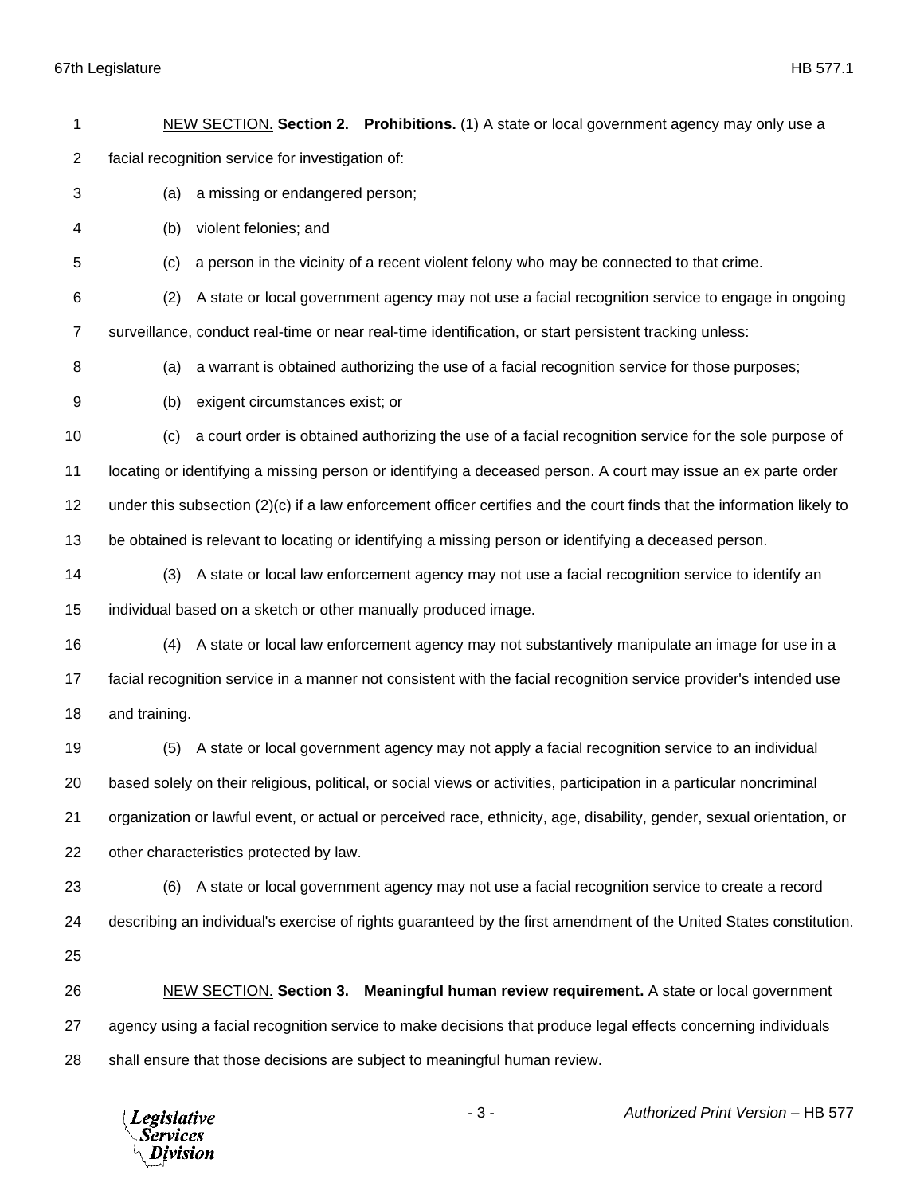NEW SECTION. **Section 2. Prohibitions.** (1) A state or local government agency may only use a facial recognition service for investigation of:

(a) a missing or endangered person;

(b) violent felonies; and

(c) a person in the vicinity of a recent violent felony who may be connected to that crime.

(2) A state or local government agency may not use a facial recognition service to engage in ongoing surveillance, conduct real-time or near real-time identification, or start persistent tracking unless:

(a) a warrant is obtained authorizing the use of a facial recognition service for those purposes;

(b) exigent circumstances exist; or

(c) a court order is obtained authorizing the use of a facial recognition service for the sole purpose of locating or identifying a missing person or identifying a deceased person. A court may issue an ex parte order under this subsection (2)(c) if a law enforcement officer certifies and the court finds that the information likely to be obtained is relevant to locating or identifying a missing person or identifying a deceased person.

(3) A state or local law enforcement agency may not use a facial recognition service to identify an individual based on a sketch or other manually produced image.

(4) A state or local law enforcement agency may not substantively manipulate an image for use in a facial recognition service in a manner not consistent with the facial recognition service provider's intended use and training.

(5) A state or local government agency may not apply a facial recognition service to an individual based solely on their religious, political, or social views or activities, participation in a particular noncriminal organization or lawful event, or actual or perceived race, ethnicity, age, disability, gender, sexual orientation, or other characteristics protected by law.

(6) A state or local government agency may not use a facial recognition service to create a record describing an individual's exercise of rights guaranteed by the first amendment of the United States constitution.

NEW SECTION. **Section 3. Meaningful human review requirement.** A state or local government agency using a facial recognition service to make decisions that produce legal effects concerning individuals shall ensure that those decisions are subject to meaningful human review.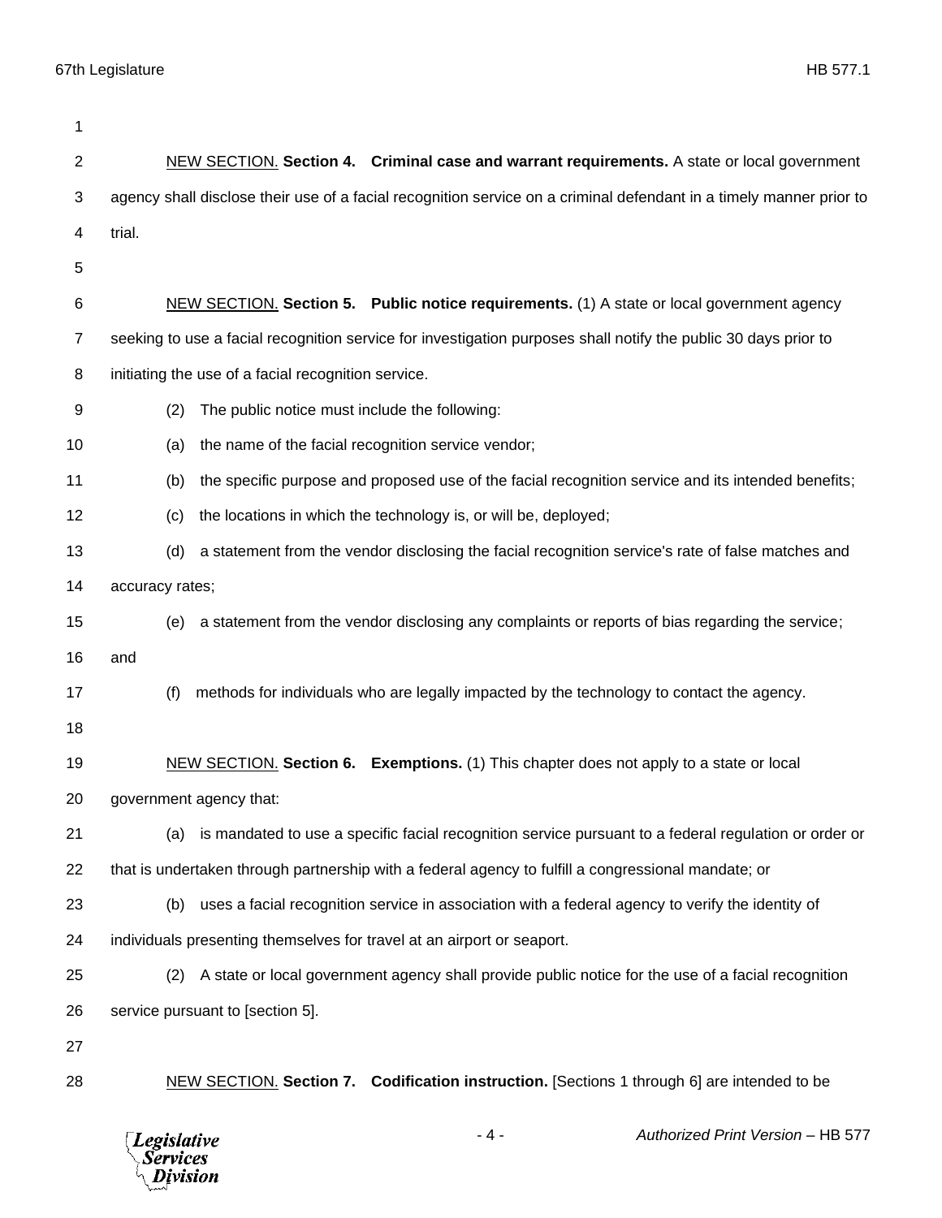<u>NEW SECTION.</u> **Section 4. Criminal case and warrant requirements.** A state or local government agency shall disclose their use of a facial recognition service on a criminal defendant in a timely manner prior to trial.

<u>NEW SECTION.</u> **Section 5. Public notice requirements.** (1) A state or local government agency seeking to use a facial recognition service for investigation purposes shall notify the public 30 days prior to initiating the use of a facial recognition service.

(2) The public notice must include the following:

(a) the name of the facial recognition service vendor;

(b) the specific purpose and proposed use of the facial recognition service and its intended benefits;

(c) the locations in which the technology is, or will be, deployed;

(d) a statement from the vendor disclosing the facial recognition service's rate of false matches and accuracy rates;

(e) a statement from the vendor disclosing any complaints or reports of bias regarding the service; and

(f) methods for individuals who are legally impacted by the technology to contact the agency.

<u>NEW SECTION.</u> **Section 6. Exemptions.** (1) This chapter does not apply to a state or local government agency that:

(a) is mandated to use a specific facial recognition service pursuant to a federal regulation or order or that is undertaken through partnership with a federal agency to fulfill a congressional mandate; or

(b) uses a facial recognition service in association with a federal agency to verify the identity of individuals presenting themselves for travel at an airport or seaport.

(2) A state or local government agency shall provide public notice for the use of a facial recognition service pursuant to [section 5].

<u>NEW SECTION.</u> **Section 7. Codification instruction.** [Sections 1 through 6] are intended to be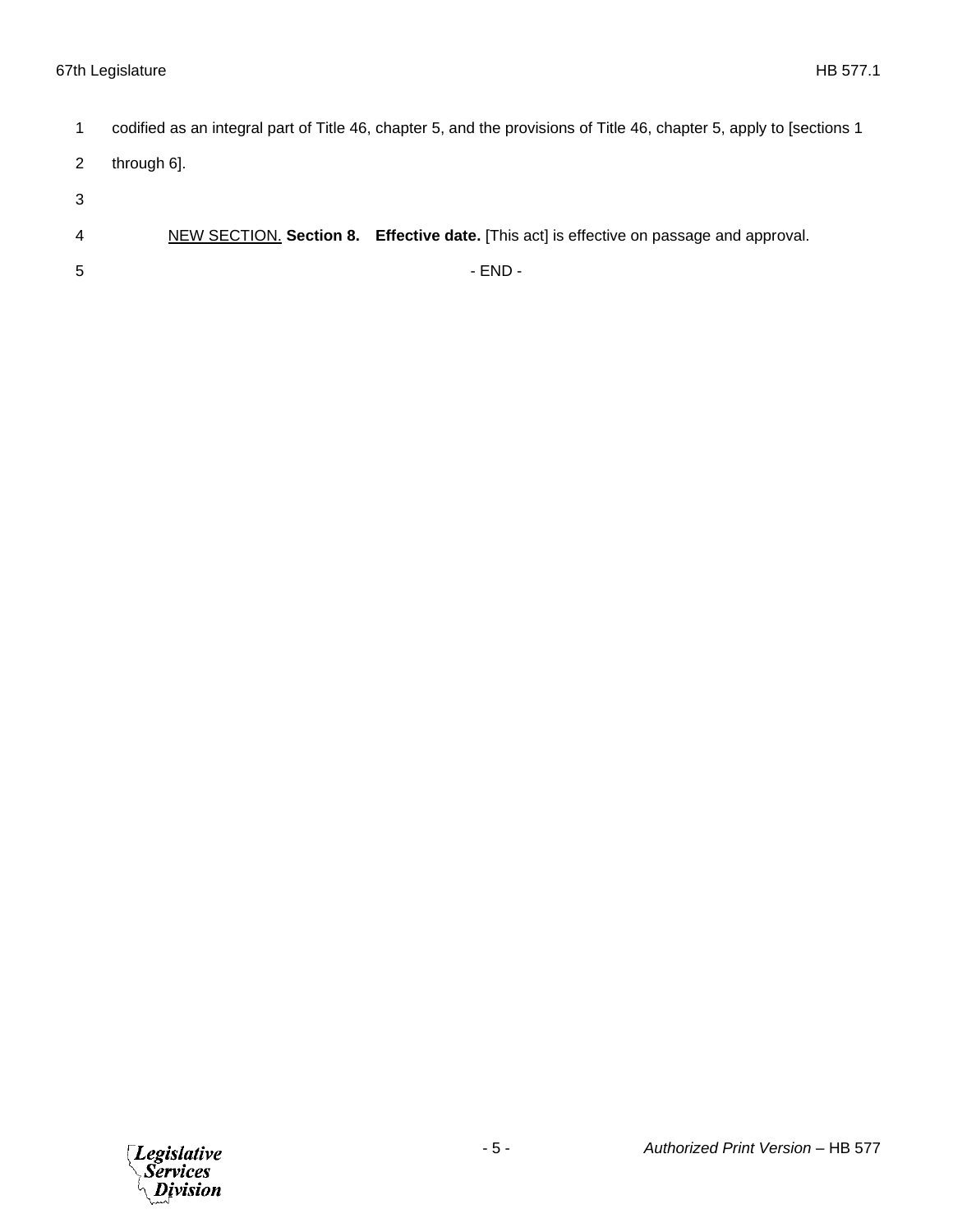codified as an integral part of Title 46, chapter 5, and the provisions of Title 46, chapter 5, apply to [sections 1 through 6].

NEW SECTION. **Section 8. Effective date.** [This act] is effective on passage and approval.

- END -